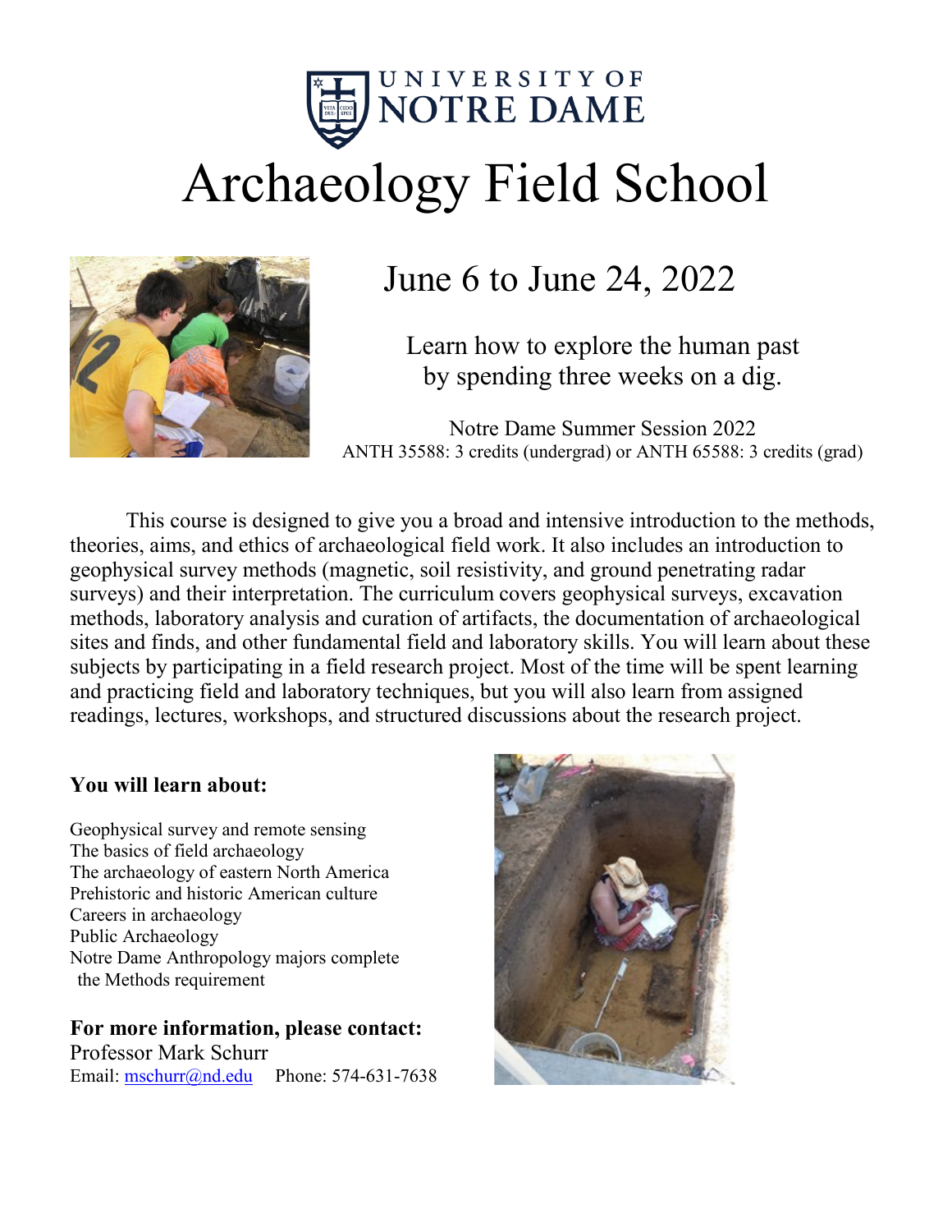UNIVERSITY OF NOTRE DAME

# Archaeology Field School

## June 6 to June 24, 2022

Learn how to explore the human past by spending three weeks on a dig.

Notre Dame Summer Session 2022
ANTH 35588: 3 credits (undergrad) or ANTH 65588: 3 credits (grad)

This course is designed to give you a broad and intensive introduction to the methods, theories, aims, and ethics of archaeological field work. It also includes an introduction to geophysical survey methods (magnetic, soil resistivity, and ground penetrating radar surveys) and their interpretation. The curriculum covers geophysical surveys, excavation methods, laboratory analysis and curation of artifacts, the documentation of archaeological sites and finds, and other fundamental field and laboratory skills. You will learn about these subjects by participating in a field research project. Most of the time will be spent learning and practicing field and laboratory techniques, but you will also learn from assigned readings, lectures, workshops, and structured discussions about the research project.

**You will learn about:**

Geophysical survey and remote sensing
The basics of field archaeology
The archaeology of eastern North America
Prehistoric and historic American culture
Careers in archaeology
Public Archaeology
Notre Dame Anthropology majors complete the Methods requirement

**For more information, please contact:**
Professor Mark Schurr
Email: mschurr@nd.edu Phone: 574-631-7638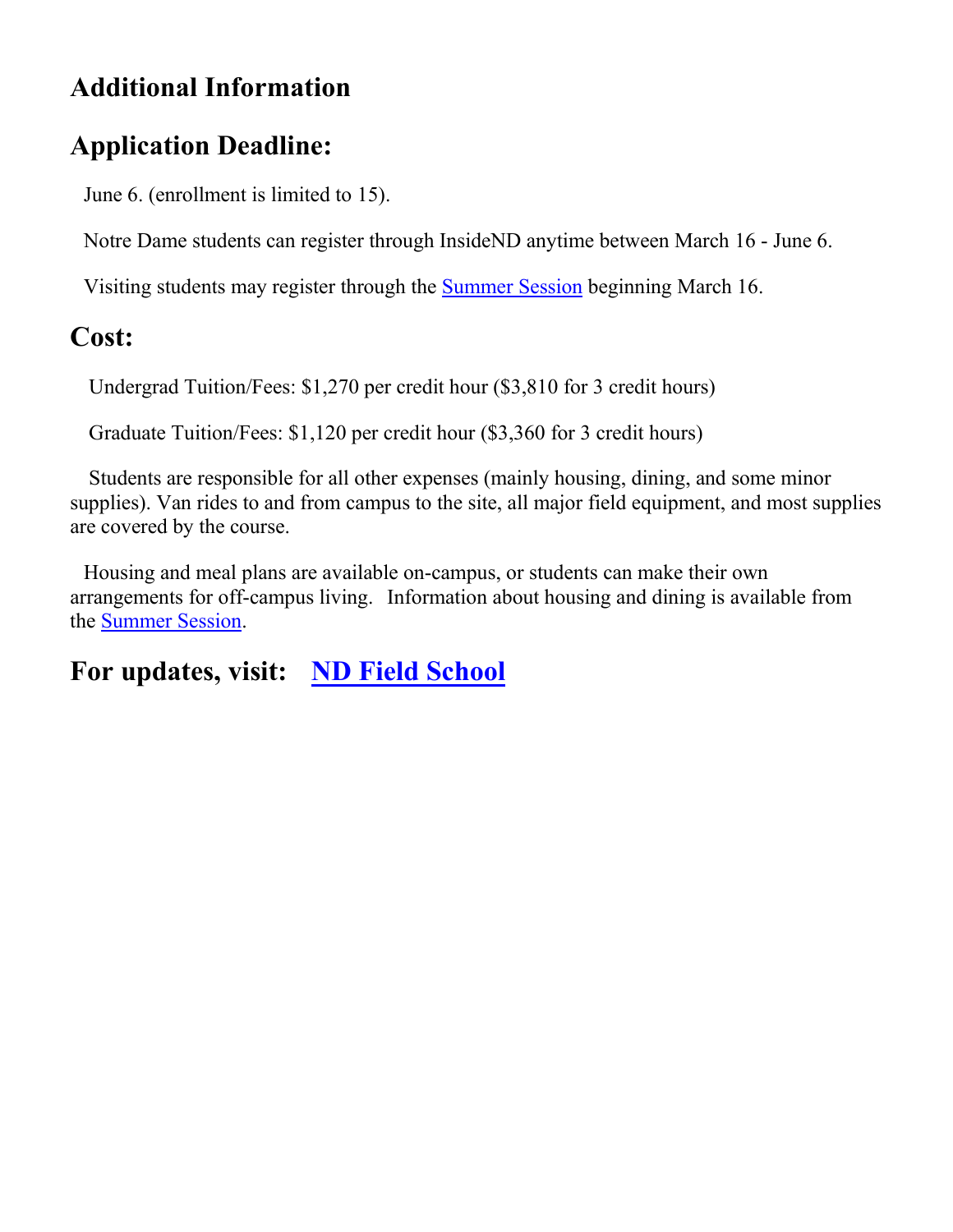## Additional Information

## Application Deadline:

June 6. (enrollment is limited to 15).

Notre Dame students can register through InsideND anytime between March 16 - June 6.

Visiting students may register through the Summer Session beginning March 16.

## Cost:

Undergrad Tuition/Fees: $1,270 per credit hour ($3,810 for 3 credit hours)

Graduate Tuition/Fees: $1,120 per credit hour ($3,360 for 3 credit hours)

Students are responsible for all other expenses (mainly housing, dining, and some minor supplies). Van rides to and from campus to the site, all major field equipment, and most supplies are covered by the course.

Housing and meal plans are available on-campus, or students can make their own arrangements for off-campus living. Information about housing and dining is available from the Summer Session.

## For updates, visit: ND Field School